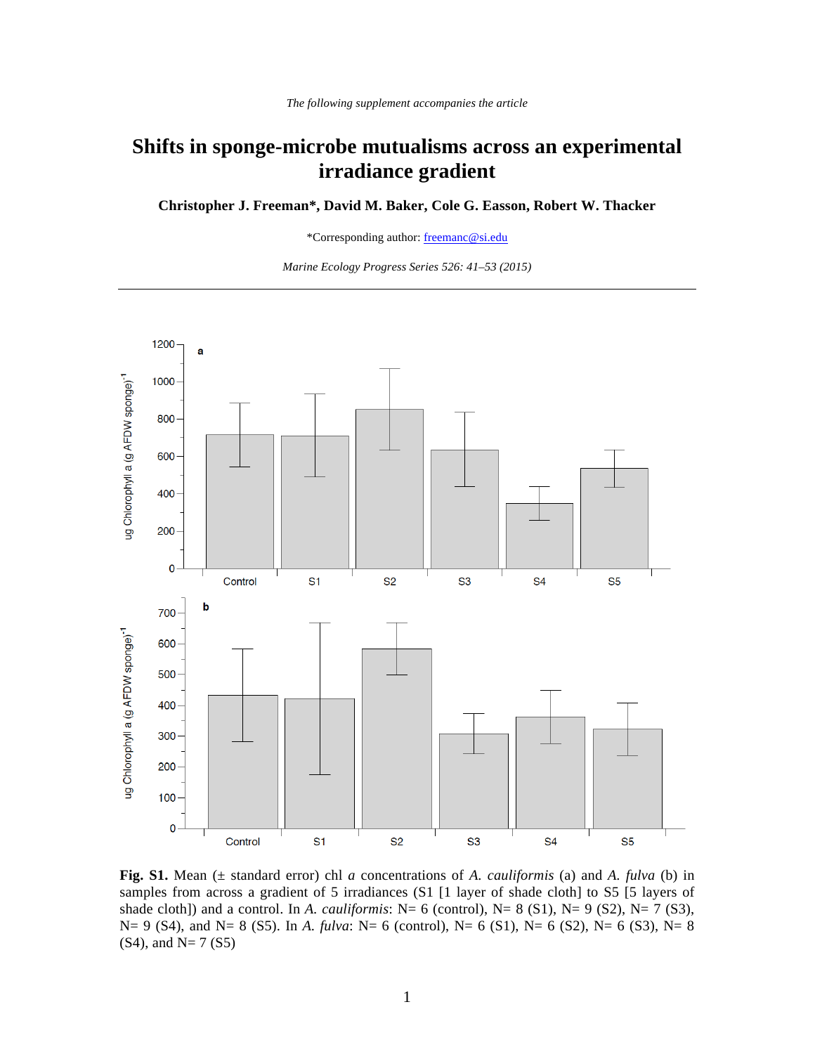*The following supplement accompanies the article*

# Shifts in sponge-microbe mutualisms across an experimental irradiance gradient

**Christopher J. Freeman*, David M. Baker, Cole G. Easson, Robert W. Thacker**

*Corresponding author: freemanc@si.edu

*Marine Ecology Progress Series 526: 41–53 (2015)*

---

**Fig. S1.** Mean (± standard error) chl *a* concentrations of *A. cauliformis* (a) and *A. fulva* (b) in samples from across a gradient of 5 irradiances (S1 [1 layer of shade cloth] to S5 [5 layers of shade cloth]) and a control. In *A. cauliformis*: N= 6 (control), N= 8 (S1), N= 9 (S2), N= 7 (S3), N= 9 (S4), and N= 8 (S5). In *A. fulva*: N= 6 (control), N= 6 (S1), N= 6 (S2), N= 6 (S3), N= 8 (S4), and N= 7 (S5)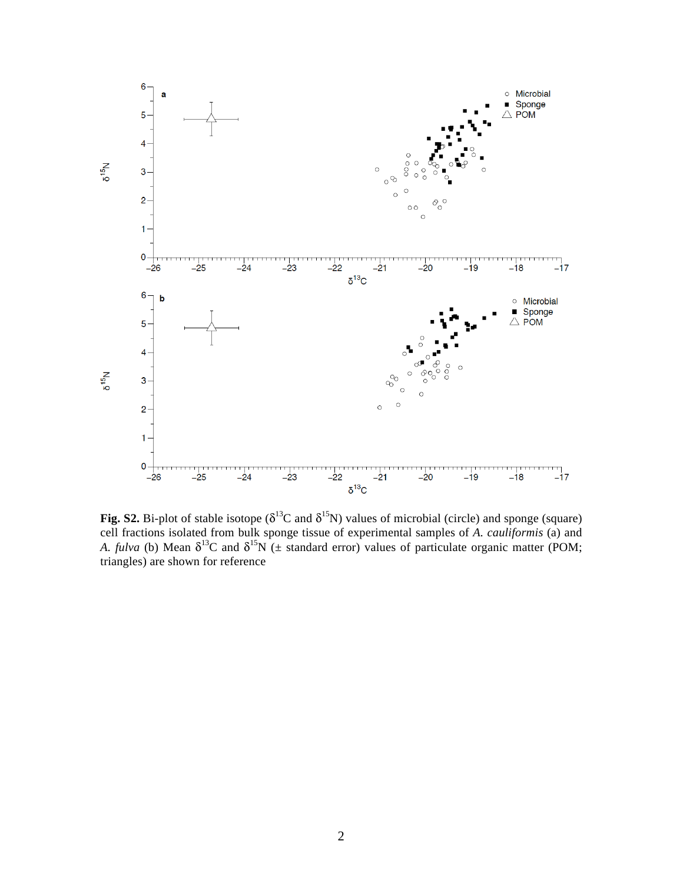**Fig. S2.** Bi-plot of stable isotope ($\delta^{13}C$ and $\delta^{15}N$) values of microbial (circle) and sponge (square) cell fractions isolated from bulk sponge tissue of experimental samples of *A. cauliformis* (a) and *A. fulva* (b) Mean $\delta^{13}C$ and $\delta^{15}N$ (± standard error) values of particulate organic matter (POM; triangles) are shown for reference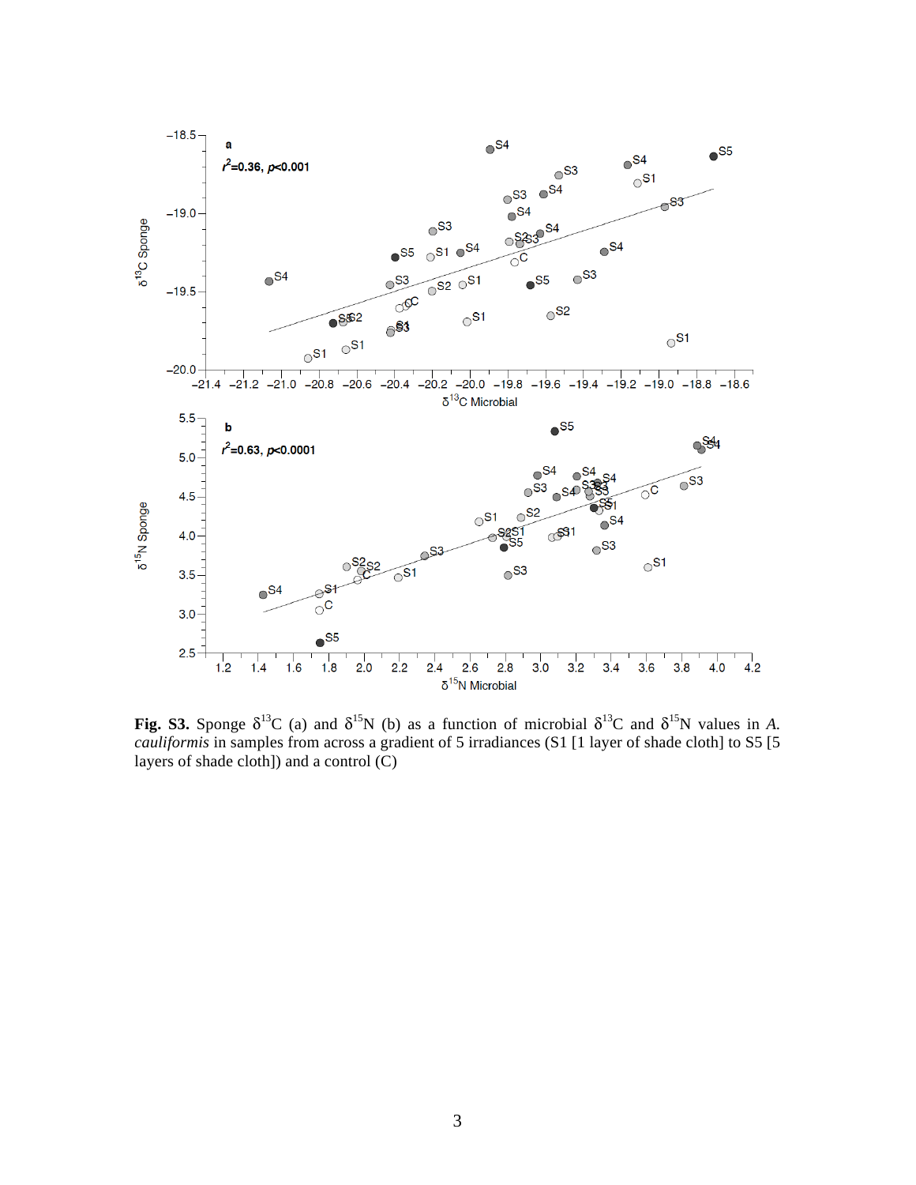**Fig. S3.** Sponge $\delta^{13}C$ (a) and $\delta^{15}N$ (b) as a function of microbial $\delta^{13}C$ and $\delta^{15}N$ values in *A. cauliformis* in samples from across a gradient of 5 irradiances (S1 [1 layer of shade cloth] to S5 [5 layers of shade cloth]) and a control (C)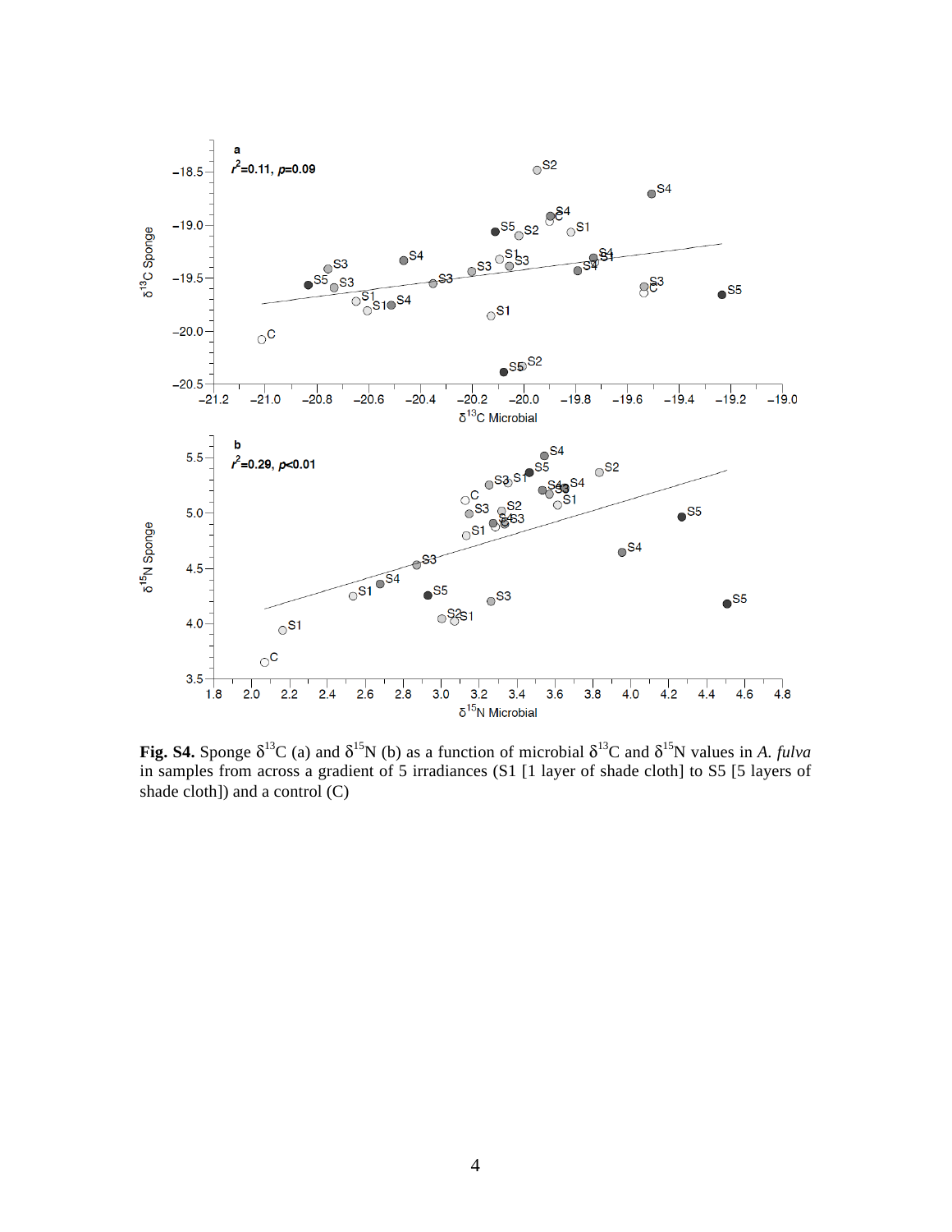**Fig. S4.** Sponge $\delta^{13}$C (a) and $\delta^{15}$N (b) as a function of microbial $\delta^{13}$C and $\delta^{15}$N values in *A. fulva* in samples from across a gradient of 5 irradiances (S1 [1 layer of shade cloth] to S5 [5 layers of shade cloth]) and a control (C)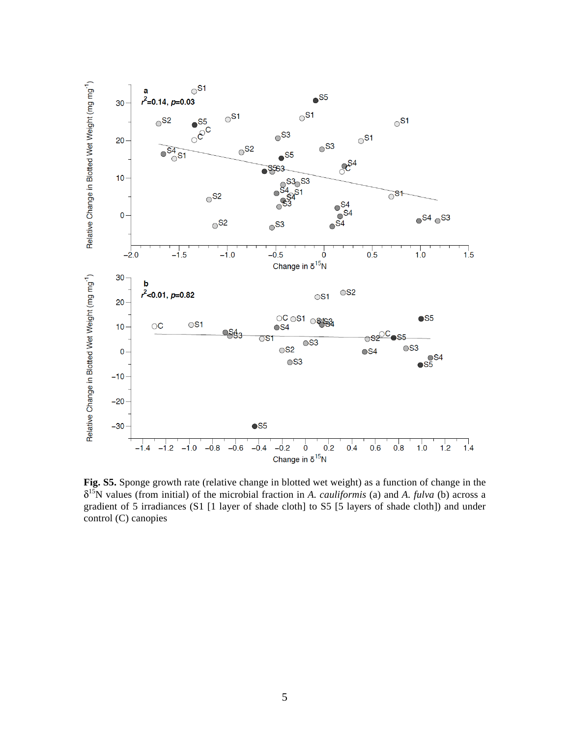**Fig. S5.** Sponge growth rate (relative change in blotted wet weight) as a function of change in the $\delta^{15}N$ values (from initial) of the microbial fraction in *A. cauliformis* (a) and *A. fulva* (b) across a gradient of 5 irradiances (S1 [1 layer of shade cloth] to S5 [5 layers of shade cloth]) and under control (C) canopies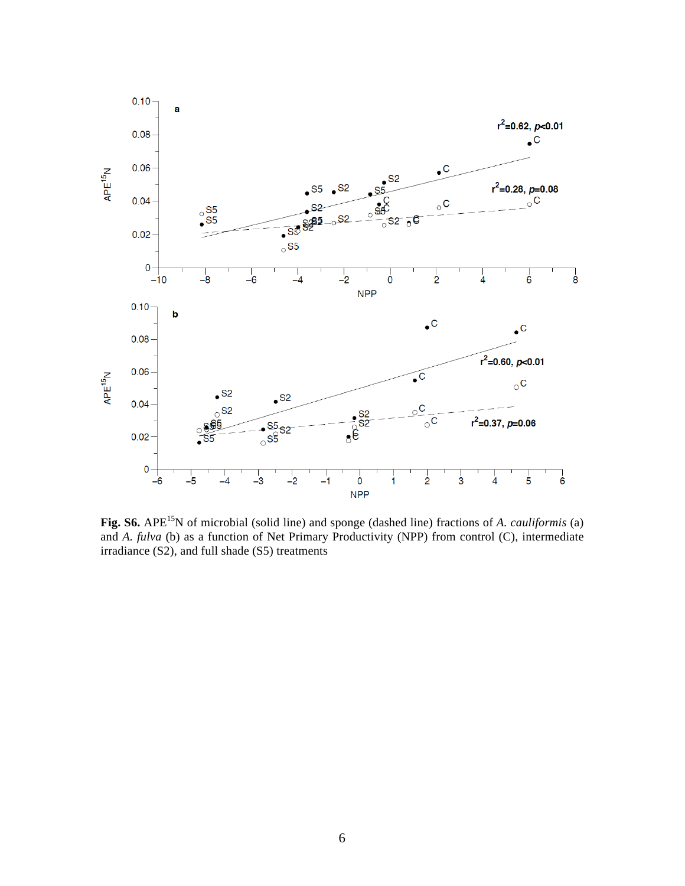**Fig. S6.** APE$^{15}$N of microbial (solid line) and sponge (dashed line) fractions of *A. cauliformis* (a) and *A. fulva* (b) as a function of Net Primary Productivity (NPP) from control (C), intermediate irradiance (S2), and full shade (S5) treatments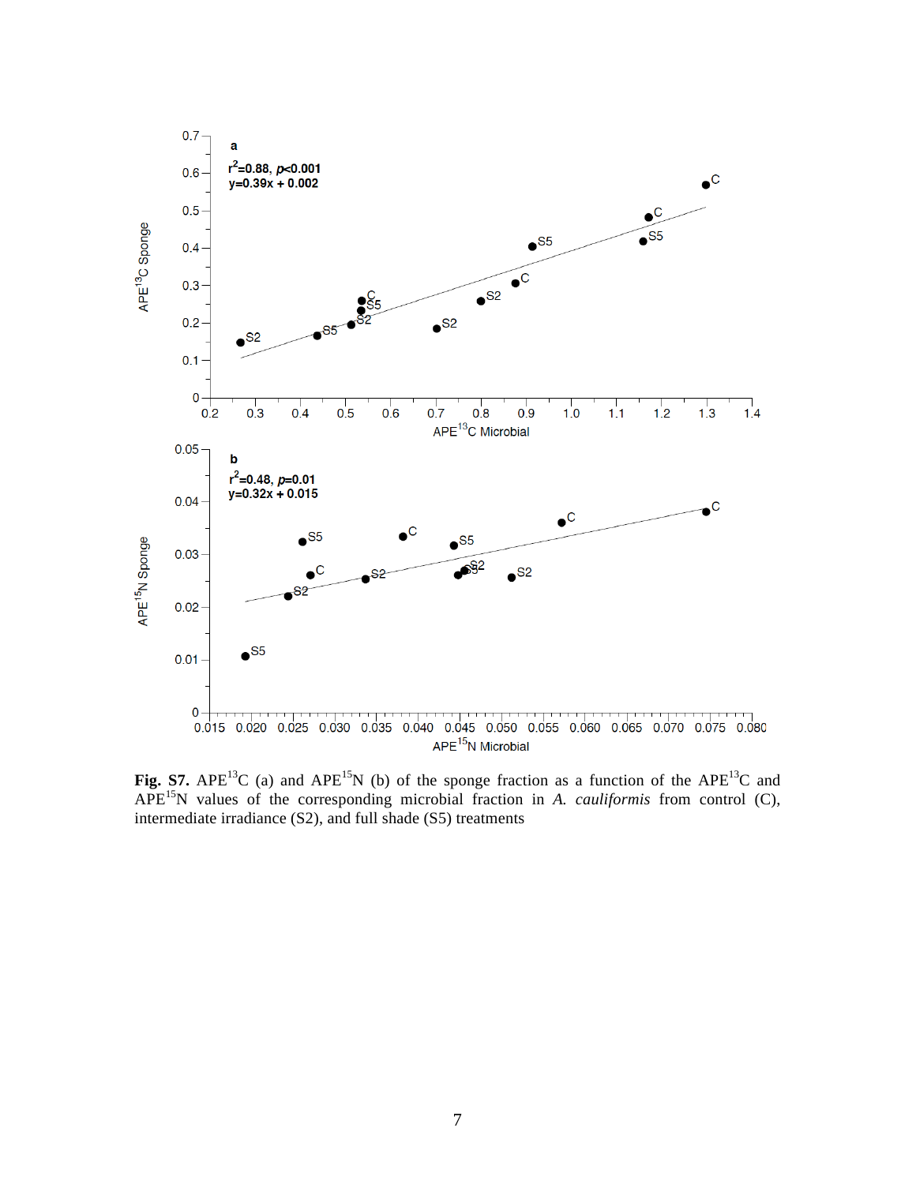**Fig. S7.** $APE^{13}C$ (a) and $APE^{15}N$ (b) of the sponge fraction as a function of the $APE^{13}C$ and $APE^{15}N$ values of the corresponding microbial fraction in *A. cauliformis* from control (C), intermediate irradiance (S2), and full shade (S5) treatments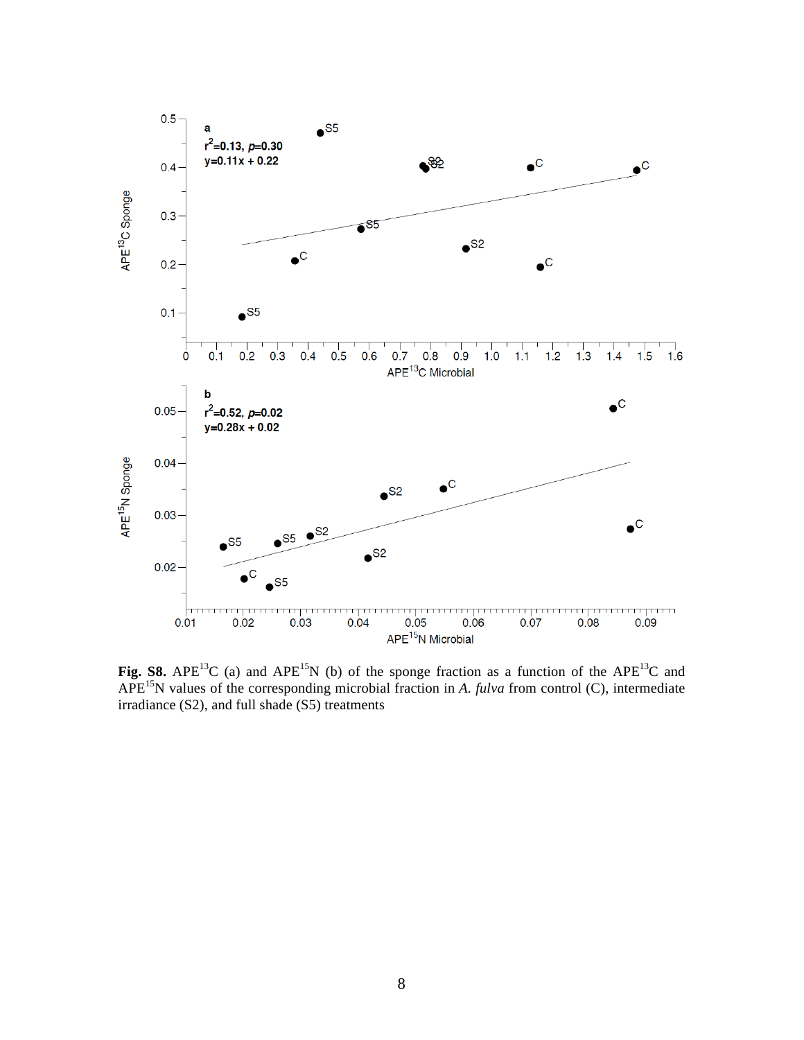a

$r^2$=0.13, $p$=0.30

y=0.11x + 0.22

$APE^{13}C$ Sponge

$APE^{13}C$ Microbial

S5, S2, S2, C, C, S5, S2, C, C, S5

0.5, 0.4, 0.3, 0.2, 0.1

0, 0.1, 0.2, 0.3, 0.4, 0.5, 0.6, 0.7, 0.8, 0.9, 1.0, 1.1, 1.2, 1.3, 1.4, 1.5, 1.6

b

$r^2$=0.52, $p$=0.02

y=0.28x + 0.02

$APE^{15}N$ Sponge

$APE^{15}N$ Microbial

C, S2, C, C, S5, S5, S2, S2, C, S5

0.05, 0.04, 0.03, 0.02

0.01, 0.02, 0.03, 0.04, 0.05, 0.06, 0.07, 0.08, 0.09

**Fig. S8.** $APE^{13}C$ (a) and $APE^{15}N$ (b) of the sponge fraction as a function of the $APE^{13}C$ and $APE^{15}N$ values of the corresponding microbial fraction in *A. fulva* from control (C), intermediate irradiance (S2), and full shade (S5) treatments